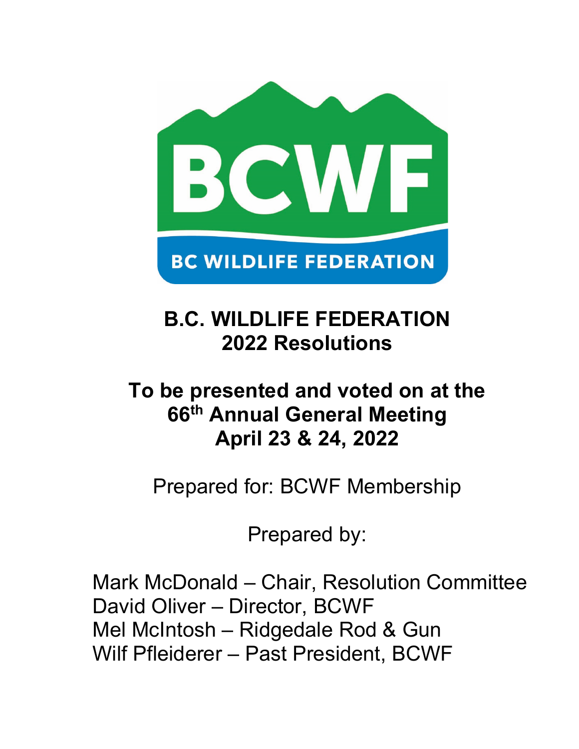BCWF

BC WILDLIFE FEDERATION

# B.C. WILDLIFE FEDERATION 2022 Resolutions

## To be presented and voted on at the 66th Annual General Meeting April 23 & 24, 2022

Prepared for: BCWF Membership

Prepared by:

Mark McDonald – Chair, Resolution Committee
David Oliver – Director, BCWF
Mel McIntosh – Ridgedale Rod & Gun
Wilf Pfleiderer – Past President, BCWF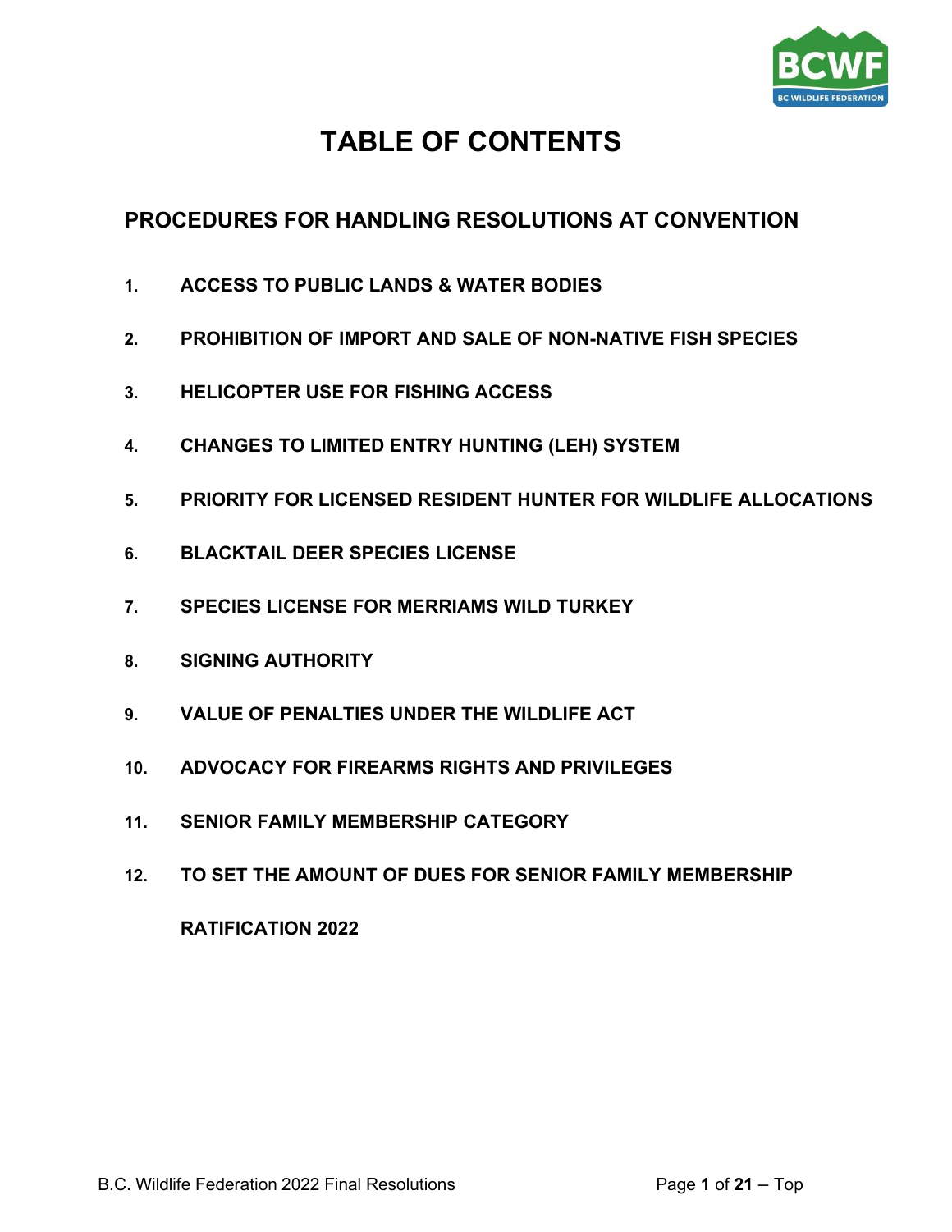# TABLE OF CONTENTS

## PROCEDURES FOR HANDLING RESOLUTIONS AT CONVENTION

1. **ACCESS TO PUBLIC LANDS & WATER BODIES**
2. **PROHIBITION OF IMPORT AND SALE OF NON-NATIVE FISH SPECIES**
3. **HELICOPTER USE FOR FISHING ACCESS**
4. **CHANGES TO LIMITED ENTRY HUNTING (LEH) SYSTEM**
5. **PRIORITY FOR LICENSED RESIDENT HUNTER FOR WILDLIFE ALLOCATIONS**
6. **BLACKTAIL DEER SPECIES LICENSE**
7. **SPECIES LICENSE FOR MERRIAMS WILD TURKEY**
8. **SIGNING AUTHORITY**
9. **VALUE OF PENALTIES UNDER THE WILDLIFE ACT**
10. **ADVOCACY FOR FIREARMS RIGHTS AND PRIVILEGES**
11. **SENIOR FAMILY MEMBERSHIP CATEGORY**
12. **TO SET THE AMOUNT OF DUES FOR SENIOR FAMILY MEMBERSHIP**

**RATIFICATION 2022**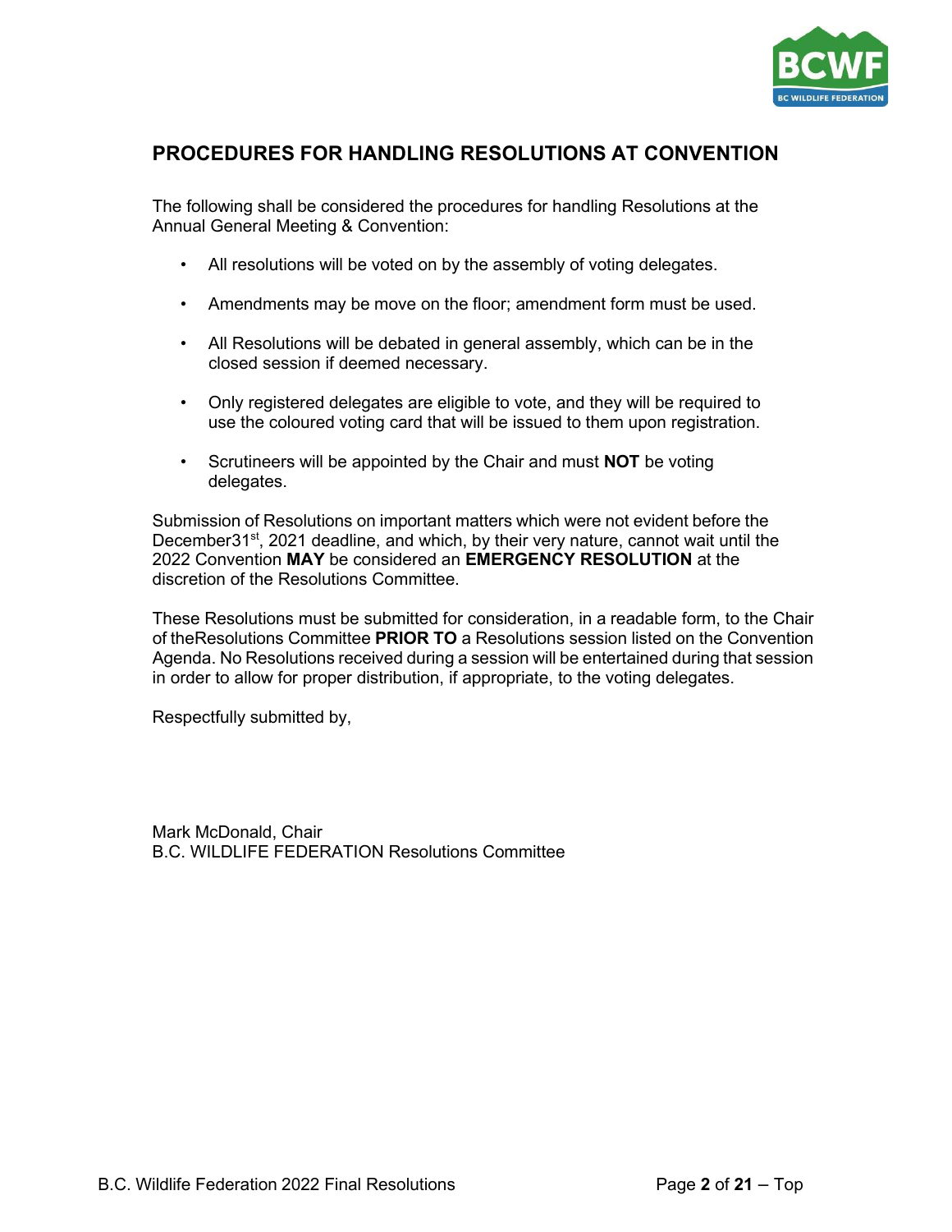## PROCEDURES FOR HANDLING RESOLUTIONS AT CONVENTION

The following shall be considered the procedures for handling Resolutions at the Annual General Meeting & Convention:

- All resolutions will be voted on by the assembly of voting delegates.
- Amendments may be move on the floor; amendment form must be used.
- All Resolutions will be debated in general assembly, which can be in the closed session if deemed necessary.
- Only registered delegates are eligible to vote, and they will be required to use the coloured voting card that will be issued to them upon registration.
- Scrutineers will be appointed by the Chair and must **NOT** be voting delegates.

Submission of Resolutions on important matters which were not evident before the December31st, 2021 deadline, and which, by their very nature, cannot wait until the 2022 Convention **MAY** be considered an **EMERGENCY RESOLUTION** at the discretion of the Resolutions Committee.

These Resolutions must be submitted for consideration, in a readable form, to the Chair of theResolutions Committee **PRIOR TO** a Resolutions session listed on the Convention Agenda. No Resolutions received during a session will be entertained during that session in order to allow for proper distribution, if appropriate, to the voting delegates.

Respectfully submitted by,

Mark McDonald, Chair
B.C. WILDLIFE FEDERATION Resolutions Committee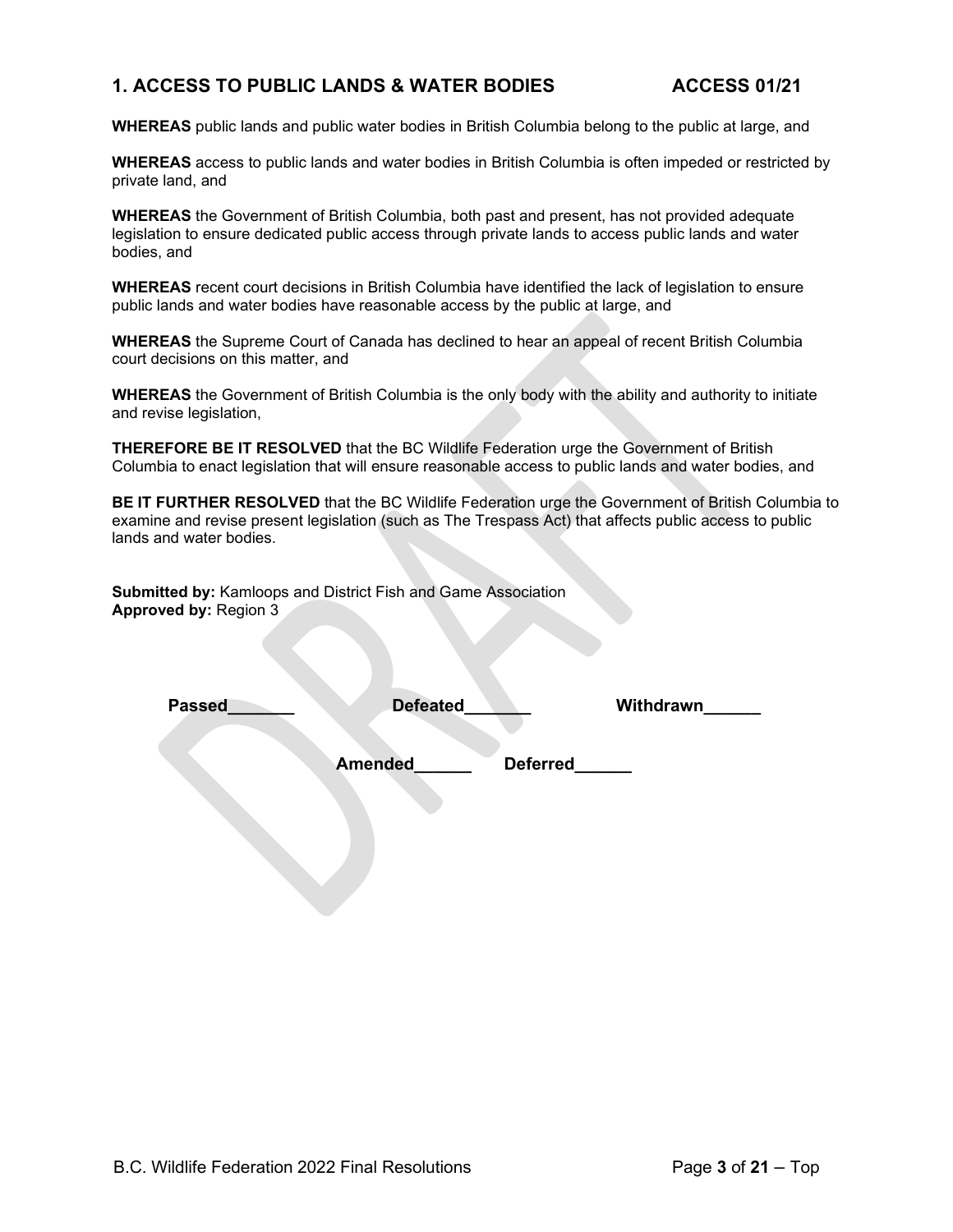## 1. ACCESS TO PUBLIC LANDS & WATER BODIES ACCESS 01/21

**WHEREAS** public lands and public water bodies in British Columbia belong to the public at large, and

**WHEREAS** access to public lands and water bodies in British Columbia is often impeded or restricted by private land, and

**WHEREAS** the Government of British Columbia, both past and present, has not provided adequate legislation to ensure dedicated public access through private lands to access public lands and water bodies, and

**WHEREAS** recent court decisions in British Columbia have identified the lack of legislation to ensure public lands and water bodies have reasonable access by the public at large, and

**WHEREAS** the Supreme Court of Canada has declined to hear an appeal of recent British Columbia court decisions on this matter, and

**WHEREAS** the Government of British Columbia is the only body with the ability and authority to initiate and revise legislation,

**THEREFORE BE IT RESOLVED** that the BC Wildlife Federation urge the Government of British Columbia to enact legislation that will ensure reasonable access to public lands and water bodies, and

**BE IT FURTHER RESOLVED** that the BC Wildlife Federation urge the Government of British Columbia to examine and revise present legislation (such as The Trespass Act) that affects public access to public lands and water bodies.

**Submitted by:** Kamloops and District Fish and Game Association
**Approved by:** Region 3

**Passed**_______ **Defeated**_______ **Withdrawn**______

**Amended**______ **Deferred**______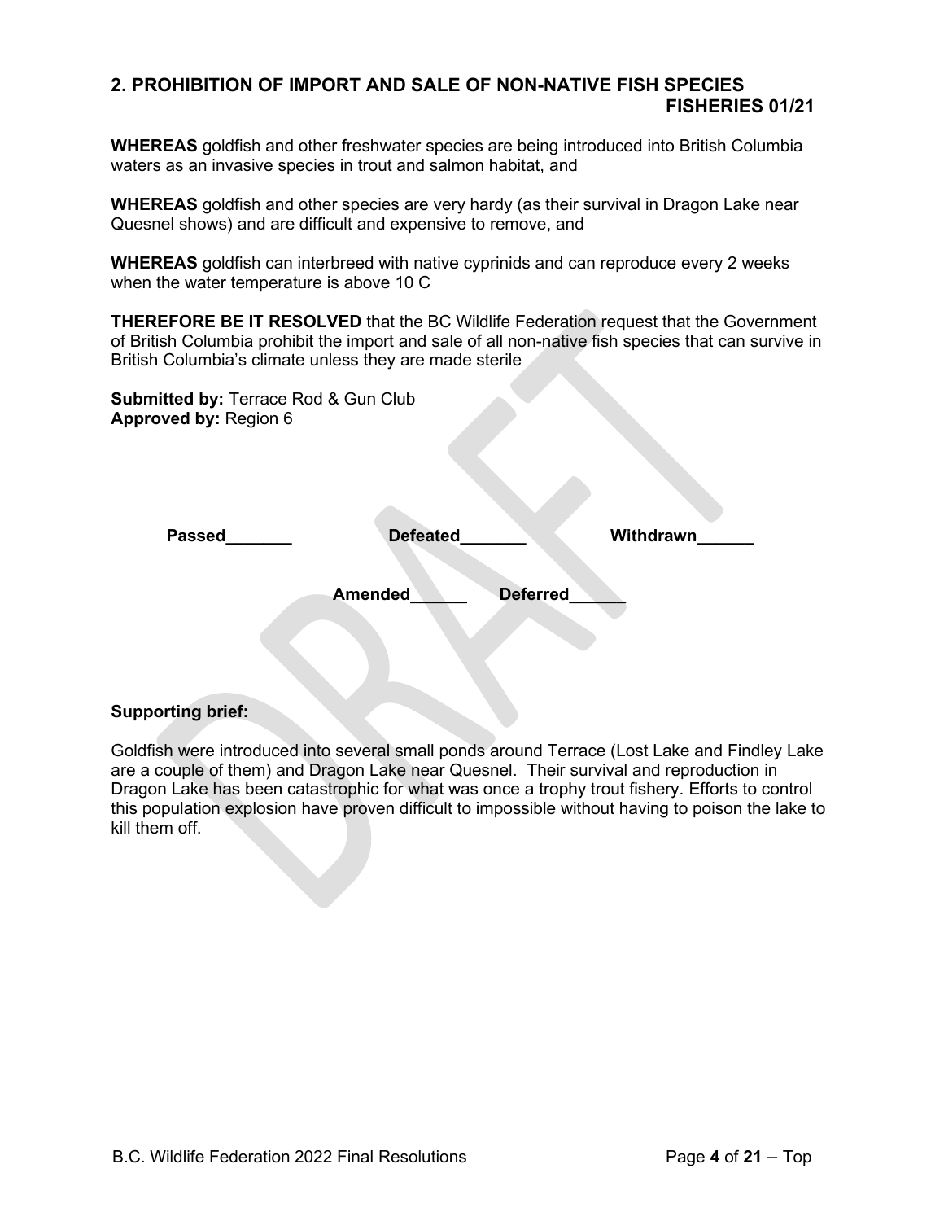## 2. PROHIBITION OF IMPORT AND SALE OF NON-NATIVE FISH SPECIES FISHERIES 01/21

**WHEREAS** goldfish and other freshwater species are being introduced into British Columbia waters as an invasive species in trout and salmon habitat, and

**WHEREAS** goldfish and other species are very hardy (as their survival in Dragon Lake near Quesnel shows) and are difficult and expensive to remove, and

**WHEREAS** goldfish can interbreed with native cyprinids and can reproduce every 2 weeks when the water temperature is above 10 C

**THEREFORE BE IT RESOLVED** that the BC Wildlife Federation request that the Government of British Columbia prohibit the import and sale of all non-native fish species that can survive in British Columbia's climate unless they are made sterile

**Submitted by:** Terrace Rod & Gun Club
**Approved by:** Region 6

**Passed_______** **Defeated_______** **Withdrawn______**

**Amended______** **Deferred______**

**Supporting brief:**

Goldfish were introduced into several small ponds around Terrace (Lost Lake and Findley Lake are a couple of them) and Dragon Lake near Quesnel. Their survival and reproduction in Dragon Lake has been catastrophic for what was once a trophy trout fishery. Efforts to control this population explosion have proven difficult to impossible without having to poison the lake to kill them off.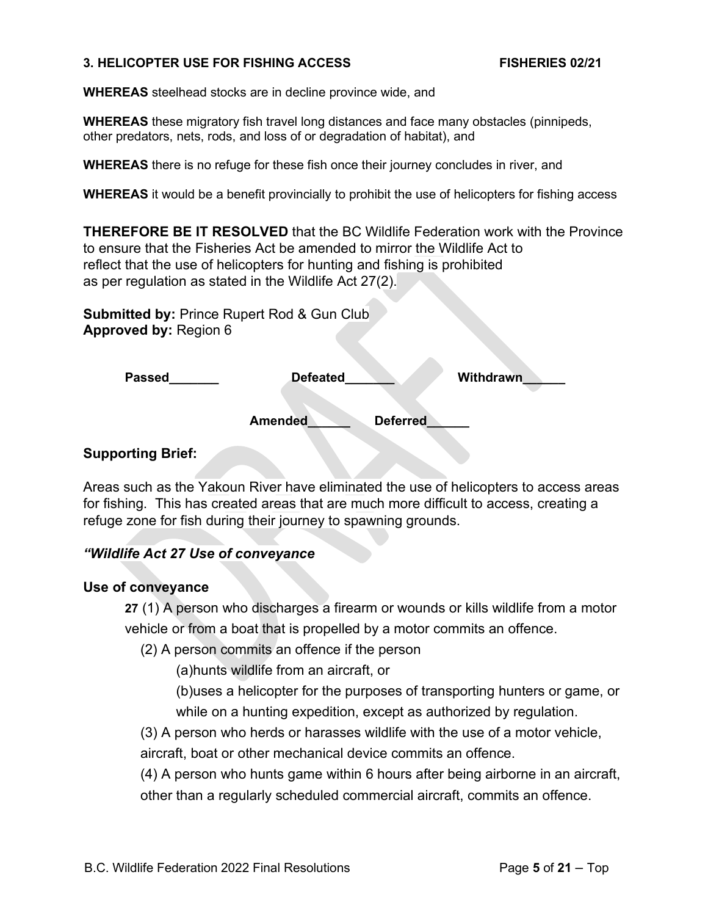### 3. HELICOPTER USE FOR FISHING ACCESS FISHERIES 02/21

**WHEREAS** steelhead stocks are in decline province wide, and

**WHEREAS** these migratory fish travel long distances and face many obstacles (pinnipeds, other predators, nets, rods, and loss of or degradation of habitat), and

**WHEREAS** there is no refuge for these fish once their journey concludes in river, and

**WHEREAS** it would be a benefit provincially to prohibit the use of helicopters for fishing access

**THEREFORE BE IT RESOLVED** that the BC Wildlife Federation work with the Province to ensure that the Fisheries Act be amended to mirror the Wildlife Act to reflect that the use of helicopters for hunting and fishing is prohibited as per regulation as stated in the Wildlife Act 27(2).

**Submitted by:** Prince Rupert Rod & Gun Club
**Approved by:** Region 6

**Passed_______** **Defeated_______** **Withdrawn______**

**Amended______** **Deferred______**

**Supporting Brief:**

Areas such as the Yakoun River have eliminated the use of helicopters to access areas for fishing. This has created areas that are much more difficult to access, creating a refuge zone for fish during their journey to spawning grounds.

***"Wildlife Act 27 Use of conveyance***

**Use of conveyance**

**27** (1) A person who discharges a firearm or wounds or kills wildlife from a motor vehicle or from a boat that is propelled by a motor commits an offence.

(2) A person commits an offence if the person

(a)hunts wildlife from an aircraft, or

(b)uses a helicopter for the purposes of transporting hunters or game, or while on a hunting expedition, except as authorized by regulation.

(3) A person who herds or harasses wildlife with the use of a motor vehicle, aircraft, boat or other mechanical device commits an offence.

(4) A person who hunts game within 6 hours after being airborne in an aircraft, other than a regularly scheduled commercial aircraft, commits an offence.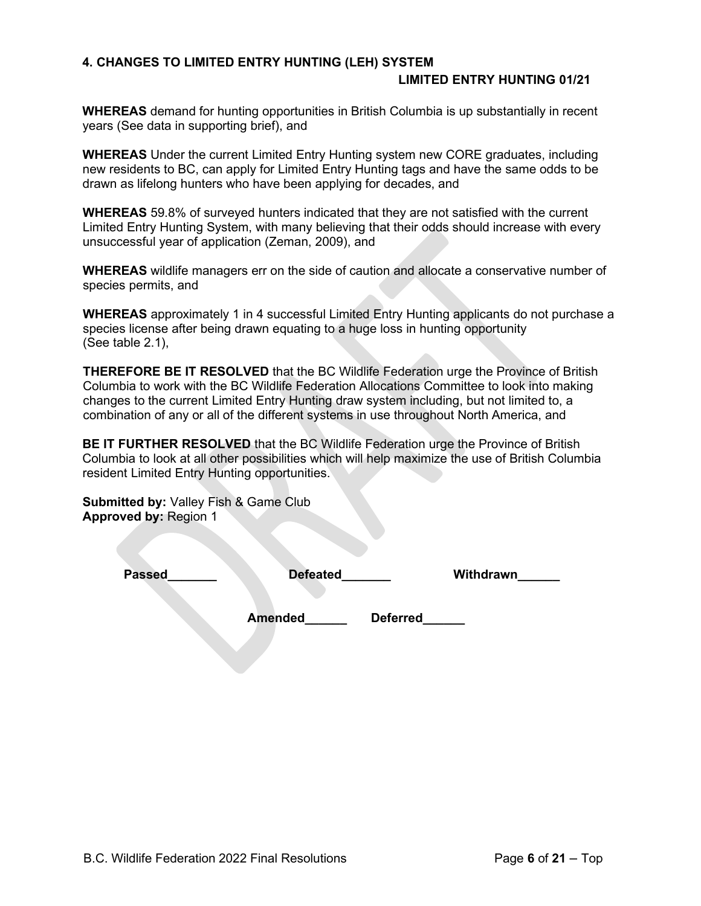## 4. CHANGES TO LIMITED ENTRY HUNTING (LEH) SYSTEM

**LIMITED ENTRY HUNTING 01/21**

**WHEREAS** demand for hunting opportunities in British Columbia is up substantially in recent years (See data in supporting brief), and

**WHEREAS** Under the current Limited Entry Hunting system new CORE graduates, including new residents to BC, can apply for Limited Entry Hunting tags and have the same odds to be drawn as lifelong hunters who have been applying for decades, and

**WHEREAS** 59.8% of surveyed hunters indicated that they are not satisfied with the current Limited Entry Hunting System, with many believing that their odds should increase with every unsuccessful year of application (Zeman, 2009), and

**WHEREAS** wildlife managers err on the side of caution and allocate a conservative number of species permits, and

**WHEREAS** approximately 1 in 4 successful Limited Entry Hunting applicants do not purchase a species license after being drawn equating to a huge loss in hunting opportunity (See table 2.1),

**THEREFORE BE IT RESOLVED** that the BC Wildlife Federation urge the Province of British Columbia to work with the BC Wildlife Federation Allocations Committee to look into making changes to the current Limited Entry Hunting draw system including, but not limited to, a combination of any or all of the different systems in use throughout North America, and

**BE IT FURTHER RESOLVED** that the BC Wildlife Federation urge the Province of British Columbia to look at all other possibilities which will help maximize the use of British Columbia resident Limited Entry Hunting opportunities.

**Submitted by:** Valley Fish & Game Club
**Approved by:** Region 1

**Passed_______** **Defeated_______** **Withdrawn______**

**Amended______** **Deferred______**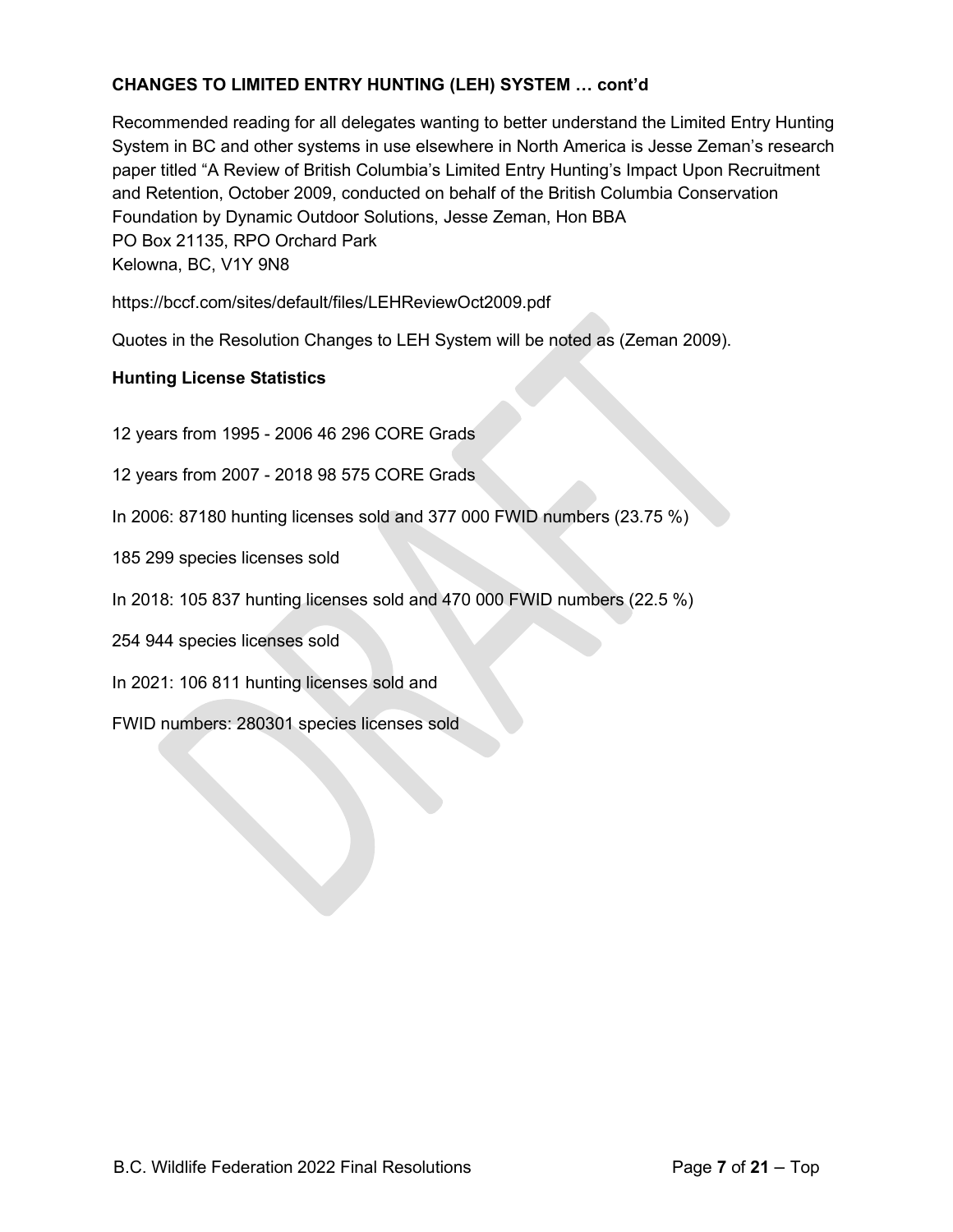**CHANGES TO LIMITED ENTRY HUNTING (LEH) SYSTEM … cont'd**

Recommended reading for all delegates wanting to better understand the Limited Entry Hunting System in BC and other systems in use elsewhere in North America is Jesse Zeman's research paper titled "A Review of British Columbia's Limited Entry Hunting's Impact Upon Recruitment and Retention, October 2009, conducted on behalf of the British Columbia Conservation Foundation by Dynamic Outdoor Solutions, Jesse Zeman, Hon BBA
PO Box 21135, RPO Orchard Park
Kelowna, BC, V1Y 9N8

https://bccf.com/sites/default/files/LEHReviewOct2009.pdf

Quotes in the Resolution Changes to LEH System will be noted as (Zeman 2009).

**Hunting License Statistics**

12 years from 1995 - 2006 46 296 CORE Grads

12 years from 2007 - 2018 98 575 CORE Grads

In 2006: 87180 hunting licenses sold and 377 000 FWID numbers (23.75 %)

185 299 species licenses sold

In 2018: 105 837 hunting licenses sold and 470 000 FWID numbers (22.5 %)

254 944 species licenses sold

In 2021: 106 811 hunting licenses sold and

FWID numbers: 280301 species licenses sold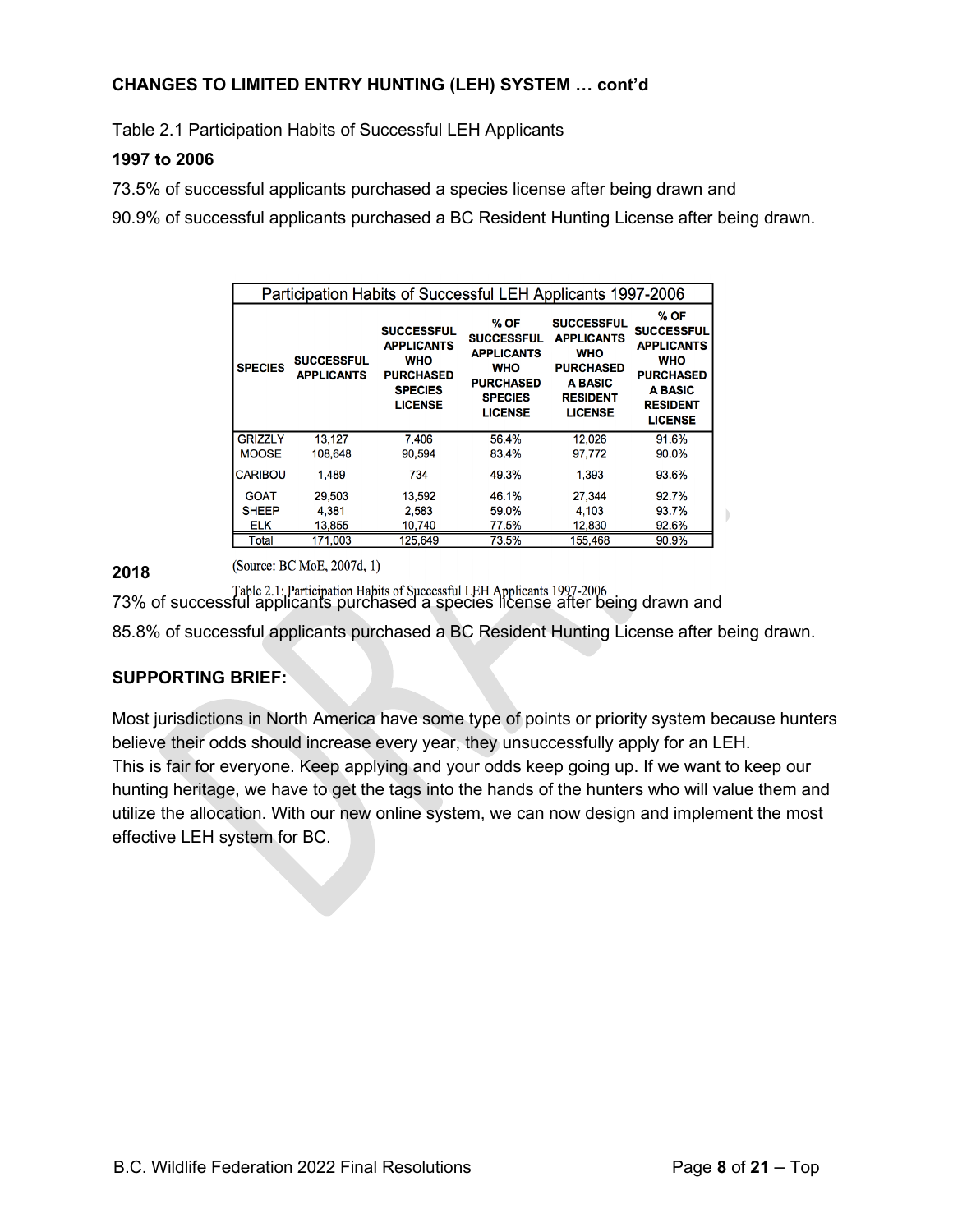**CHANGES TO LIMITED ENTRY HUNTING (LEH) SYSTEM … cont'd**

Table 2.1 Participation Habits of Successful LEH Applicants

**1997 to 2006**

73.5% of successful applicants purchased a species license after being drawn and

90.9% of successful applicants purchased a BC Resident Hunting License after being drawn.

| Participation Habits of Successful LEH Applicants 1997-2006 | | | | | |
|---|---|---|---|---|---|
| **SPECIES** | **SUCCESSFUL APPLICANTS** | **SUCCESSFUL APPLICANTS WHO PURCHASED SPECIES LICENSE** | **% OF SUCCESSFUL APPLICANTS WHO PURCHASED SPECIES LICENSE** | **SUCCESSFUL APPLICANTS WHO PURCHASED A BASIC RESIDENT LICENSE** | **% OF SUCCESSFUL APPLICANTS WHO PURCHASED A BASIC RESIDENT LICENSE** |
| GRIZZLY | 13,127 | 7,406 | 56.4% | 12,026 | 91.6% |
| MOOSE | 108,648 | 90,594 | 83.4% | 97,772 | 90.0% |
| CARIBOU | 1,489 | 734 | 49.3% | 1,393 | 93.6% |
| GOAT | 29,503 | 13,592 | 46.1% | 27,344 | 92.7% |
| SHEEP | 4,381 | 2,583 | 59.0% | 4,103 | 93.7% |
| ELK | 13,855 | 10,740 | 77.5% | 12,830 | 92.6% |
| Total | 171,003 | 125,649 | 73.5% | 155,468 | 90.9% |

(Source: BC MoE, 2007d, 1)

Table 2.1: Participation Habits of Successful LEH Applicants 1997-2006

**2018**

73% of successful applicants purchased a species license after being drawn and

85.8% of successful applicants purchased a BC Resident Hunting License after being drawn.

**SUPPORTING BRIEF:**

Most jurisdictions in North America have some type of points or priority system because hunters believe their odds should increase every year, they unsuccessfully apply for an LEH. This is fair for everyone. Keep applying and your odds keep going up. If we want to keep our hunting heritage, we have to get the tags into the hands of the hunters who will value them and utilize the allocation. With our new online system, we can now design and implement the most effective LEH system for BC.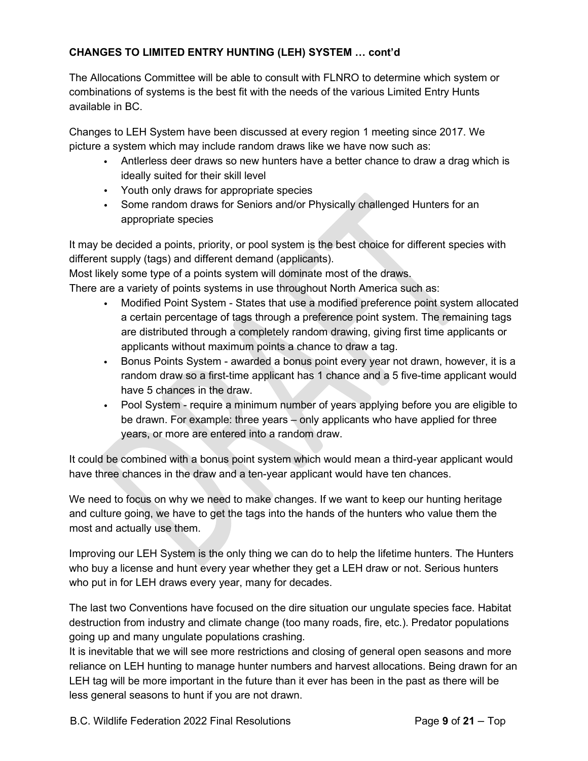**CHANGES TO LIMITED ENTRY HUNTING (LEH) SYSTEM … cont'd**

The Allocations Committee will be able to consult with FLNRO to determine which system or combinations of systems is the best fit with the needs of the various Limited Entry Hunts available in BC.

Changes to LEH System have been discussed at every region 1 meeting since 2017. We picture a system which may include random draws like we have now such as:

- Antlerless deer draws so new hunters have a better chance to draw a drag which is ideally suited for their skill level
- Youth only draws for appropriate species
- Some random draws for Seniors and/or Physically challenged Hunters for an appropriate species

It may be decided a points, priority, or pool system is the best choice for different species with different supply (tags) and different demand (applicants).
Most likely some type of a points system will dominate most of the draws.
There are a variety of points systems in use throughout North America such as:

- Modified Point System - States that use a modified preference point system allocated a certain percentage of tags through a preference point system. The remaining tags are distributed through a completely random drawing, giving first time applicants or applicants without maximum points a chance to draw a tag.
- Bonus Points System - awarded a bonus point every year not drawn, however, it is a random draw so a first-time applicant has 1 chance and a 5 five-time applicant would have 5 chances in the draw.
- Pool System - require a minimum number of years applying before you are eligible to be drawn. For example: three years – only applicants who have applied for three years, or more are entered into a random draw.

It could be combined with a bonus point system which would mean a third-year applicant would have three chances in the draw and a ten-year applicant would have ten chances.

We need to focus on why we need to make changes. If we want to keep our hunting heritage and culture going, we have to get the tags into the hands of the hunters who value them the most and actually use them.

Improving our LEH System is the only thing we can do to help the lifetime hunters. The Hunters who buy a license and hunt every year whether they get a LEH draw or not. Serious hunters who put in for LEH draws every year, many for decades.

The last two Conventions have focused on the dire situation our ungulate species face. Habitat destruction from industry and climate change (too many roads, fire, etc.). Predator populations going up and many ungulate populations crashing.
It is inevitable that we will see more restrictions and closing of general open seasons and more reliance on LEH hunting to manage hunter numbers and harvest allocations. Being drawn for an LEH tag will be more important in the future than it ever has been in the past as there will be less general seasons to hunt if you are not drawn.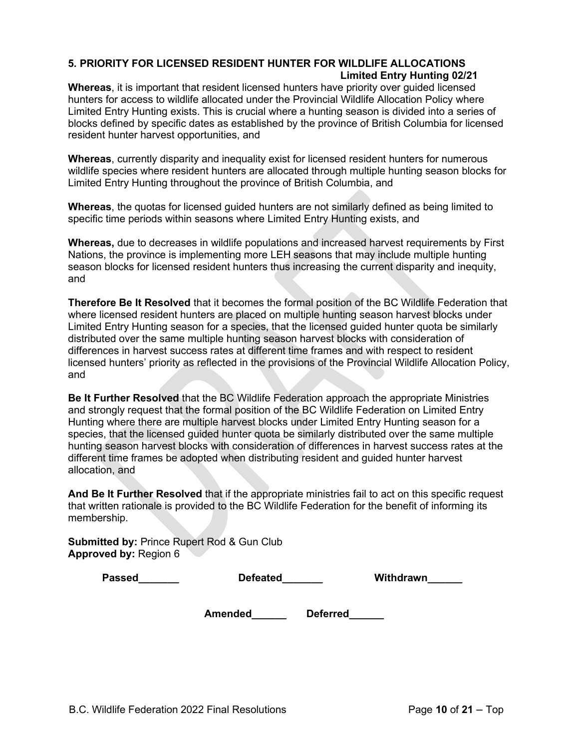### 5. PRIORITY FOR LICENSED RESIDENT HUNTER FOR WILDLIFE ALLOCATIONS

**Limited Entry Hunting 02/21**

**Whereas**, it is important that resident licensed hunters have priority over guided licensed hunters for access to wildlife allocated under the Provincial Wildlife Allocation Policy where Limited Entry Hunting exists. This is crucial where a hunting season is divided into a series of blocks defined by specific dates as established by the province of British Columbia for licensed resident hunter harvest opportunities, and

**Whereas**, currently disparity and inequality exist for licensed resident hunters for numerous wildlife species where resident hunters are allocated through multiple hunting season blocks for Limited Entry Hunting throughout the province of British Columbia, and

**Whereas**, the quotas for licensed guided hunters are not similarly defined as being limited to specific time periods within seasons where Limited Entry Hunting exists, and

**Whereas,** due to decreases in wildlife populations and increased harvest requirements by First Nations, the province is implementing more LEH seasons that may include multiple hunting season blocks for licensed resident hunters thus increasing the current disparity and inequity, and

**Therefore Be It Resolved** that it becomes the formal position of the BC Wildlife Federation that where licensed resident hunters are placed on multiple hunting season harvest blocks under Limited Entry Hunting season for a species, that the licensed guided hunter quota be similarly distributed over the same multiple hunting season harvest blocks with consideration of differences in harvest success rates at different time frames and with respect to resident licensed hunters' priority as reflected in the provisions of the Provincial Wildlife Allocation Policy, and

**Be It Further Resolved** that the BC Wildlife Federation approach the appropriate Ministries and strongly request that the formal position of the BC Wildlife Federation on Limited Entry Hunting where there are multiple harvest blocks under Limited Entry Hunting season for a species, that the licensed guided hunter quota be similarly distributed over the same multiple hunting season harvest blocks with consideration of differences in harvest success rates at the different time frames be adopted when distributing resident and guided hunter harvest allocation, and

**And Be It Further Resolved** that if the appropriate ministries fail to act on this specific request that written rationale is provided to the BC Wildlife Federation for the benefit of informing its membership.

**Submitted by:** Prince Rupert Rod & Gun Club
**Approved by:** Region 6

**Passed_______** **Defeated_______** **Withdrawn______**

**Amended______** **Deferred______**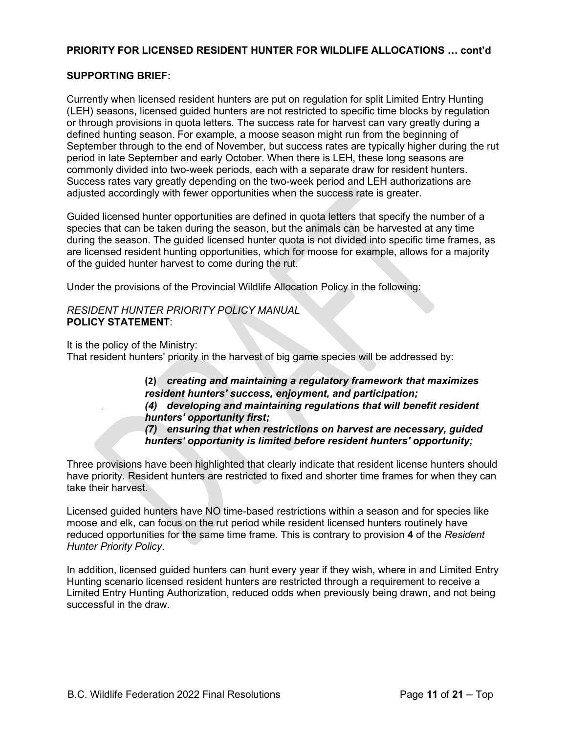**PRIORITY FOR LICENSED RESIDENT HUNTER FOR WILDLIFE ALLOCATIONS … cont'd**

**SUPPORTING BRIEF:**

Currently when licensed resident hunters are put on regulation for split Limited Entry Hunting (LEH) seasons, licensed guided hunters are not restricted to specific time blocks by regulation or through provisions in quota letters. The success rate for harvest can vary greatly during a defined hunting season. For example, a moose season might run from the beginning of September through to the end of November, but success rates are typically higher during the rut period in late September and early October. When there is LEH, these long seasons are commonly divided into two-week periods, each with a separate draw for resident hunters. Success rates vary greatly depending on the two-week period and LEH authorizations are adjusted accordingly with fewer opportunities when the success rate is greater.

Guided licensed hunter opportunities are defined in quota letters that specify the number of a species that can be taken during the season, but the animals can be harvested at any time during the season. The guided licensed hunter quota is not divided into specific time frames, as are licensed resident hunting opportunities, which for moose for example, allows for a majority of the guided hunter harvest to come during the rut.

Under the provisions of the Provincial Wildlife Allocation Policy in the following:

*RESIDENT HUNTER PRIORITY POLICY MANUAL*
**POLICY STATEMENT**:

It is the policy of the Ministry:
That resident hunters' priority in the harvest of big game species will be addressed by:

> **(2)** ***creating and maintaining a regulatory framework that maximizes resident hunters' success, enjoyment, and participation;***
> ***(4) developing and maintaining regulations that will benefit resident hunters' opportunity first;***
> ***(7) ensuring that when restrictions on harvest are necessary, guided hunters' opportunity is limited before resident hunters' opportunity;***

Three provisions have been highlighted that clearly indicate that resident license hunters should have priority. Resident hunters are restricted to fixed and shorter time frames for when they can take their harvest.

Licensed guided hunters have NO time-based restrictions within a season and for species like moose and elk, can focus on the rut period while resident licensed hunters routinely have reduced opportunities for the same time frame. This is contrary to provision **4** of the *Resident Hunter Priority Policy*.

In addition, licensed guided hunters can hunt every year if they wish, where in and Limited Entry Hunting scenario licensed resident hunters are restricted through a requirement to receive a Limited Entry Hunting Authorization, reduced odds when previously being drawn, and not being successful in the draw.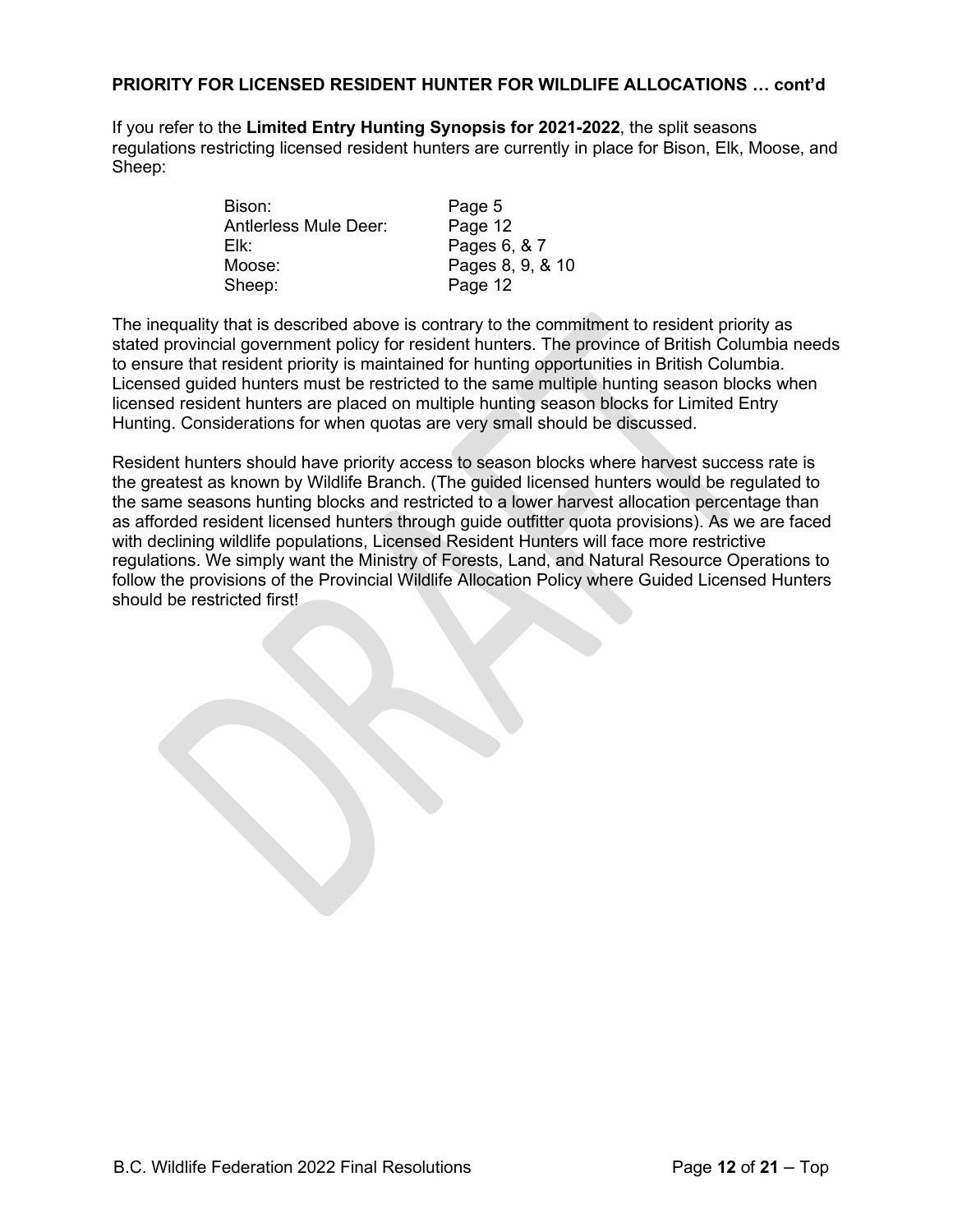**PRIORITY FOR LICENSED RESIDENT HUNTER FOR WILDLIFE ALLOCATIONS … cont'd**

If you refer to the **Limited Entry Hunting Synopsis for 2021-2022**, the split seasons regulations restricting licensed resident hunters are currently in place for Bison, Elk, Moose, and Sheep:

| | |
|---|---|
| Bison: | Page 5 |
| Antlerless Mule Deer: | Page 12 |
| Elk: | Pages 6, & 7 |
| Moose: | Pages 8, 9, & 10 |
| Sheep: | Page 12 |

The inequality that is described above is contrary to the commitment to resident priority as stated provincial government policy for resident hunters. The province of British Columbia needs to ensure that resident priority is maintained for hunting opportunities in British Columbia. Licensed guided hunters must be restricted to the same multiple hunting season blocks when licensed resident hunters are placed on multiple hunting season blocks for Limited Entry Hunting. Considerations for when quotas are very small should be discussed.

Resident hunters should have priority access to season blocks where harvest success rate is the greatest as known by Wildlife Branch. (The guided licensed hunters would be regulated to the same seasons hunting blocks and restricted to a lower harvest allocation percentage than as afforded resident licensed hunters through guide outfitter quota provisions). As we are faced with declining wildlife populations, Licensed Resident Hunters will face more restrictive regulations. We simply want the Ministry of Forests, Land, and Natural Resource Operations to follow the provisions of the Provincial Wildlife Allocation Policy where Guided Licensed Hunters should be restricted first!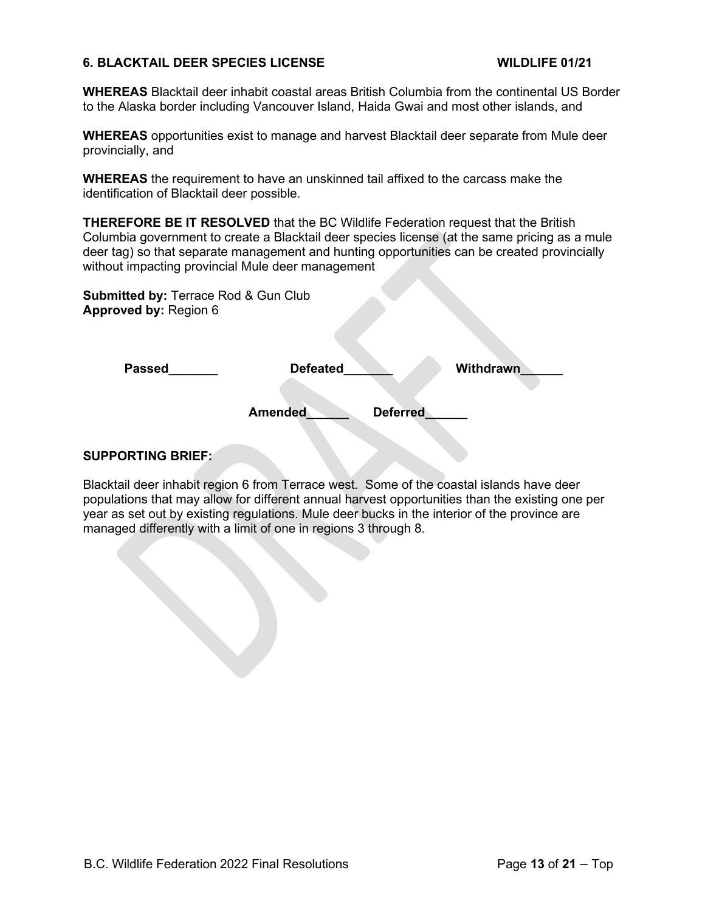### 6. BLACKTAIL DEER SPECIES LICENSE WILDLIFE 01/21

**WHEREAS** Blacktail deer inhabit coastal areas British Columbia from the continental US Border to the Alaska border including Vancouver Island, Haida Gwai and most other islands, and

**WHEREAS** opportunities exist to manage and harvest Blacktail deer separate from Mule deer provincially, and

**WHEREAS** the requirement to have an unskinned tail affixed to the carcass make the identification of Blacktail deer possible.

**THEREFORE BE IT RESOLVED** that the BC Wildlife Federation request that the British Columbia government to create a Blacktail deer species license (at the same pricing as a mule deer tag) so that separate management and hunting opportunities can be created provincially without impacting provincial Mule deer management

**Submitted by:** Terrace Rod & Gun Club
**Approved by:** Region 6

**Passed_______** **Defeated_______** **Withdrawn______**

**Amended______** **Deferred______**

**SUPPORTING BRIEF:**

Blacktail deer inhabit region 6 from Terrace west. Some of the coastal islands have deer populations that may allow for different annual harvest opportunities than the existing one per year as set out by existing regulations. Mule deer bucks in the interior of the province are managed differently with a limit of one in regions 3 through 8.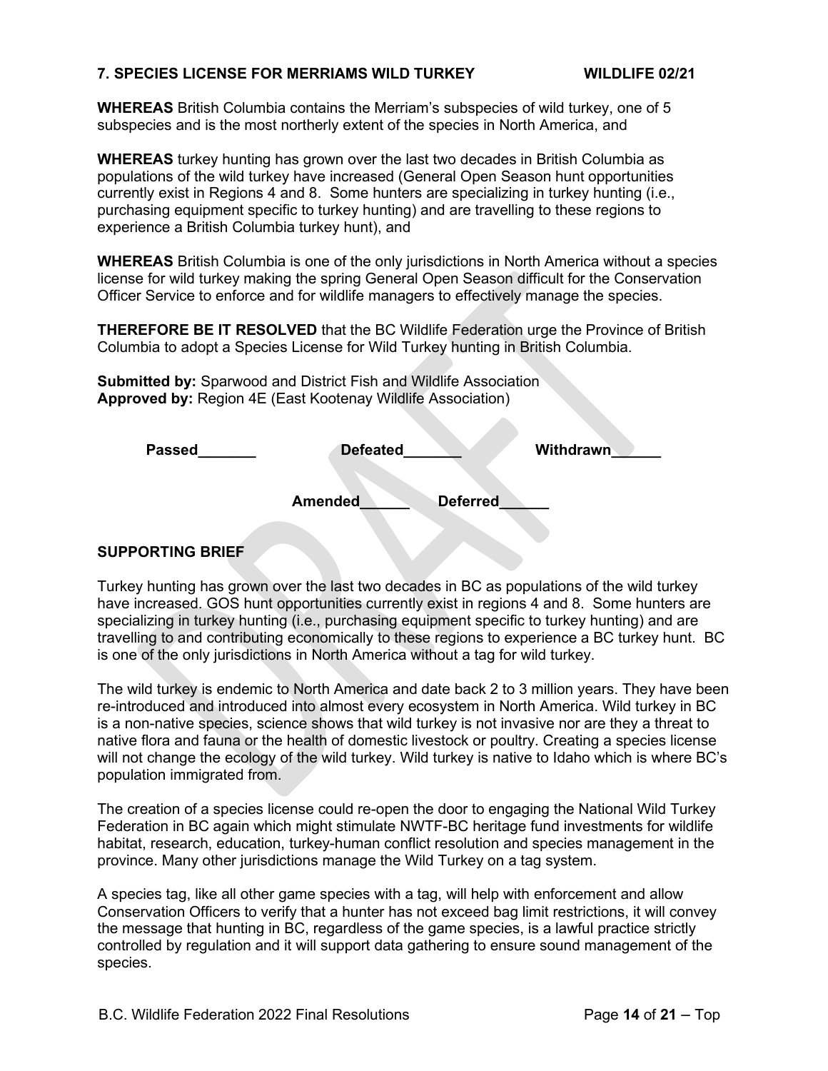## 7. SPECIES LICENSE FOR MERRIAMS WILD TURKEY WILDLIFE 02/21

**WHEREAS** British Columbia contains the Merriam's subspecies of wild turkey, one of 5 subspecies and is the most northerly extent of the species in North America, and

**WHEREAS** turkey hunting has grown over the last two decades in British Columbia as populations of the wild turkey have increased (General Open Season hunt opportunities currently exist in Regions 4 and 8. Some hunters are specializing in turkey hunting (i.e., purchasing equipment specific to turkey hunting) and are travelling to these regions to experience a British Columbia turkey hunt), and

**WHEREAS** British Columbia is one of the only jurisdictions in North America without a species license for wild turkey making the spring General Open Season difficult for the Conservation Officer Service to enforce and for wildlife managers to effectively manage the species.

**THEREFORE BE IT RESOLVED** that the BC Wildlife Federation urge the Province of British Columbia to adopt a Species License for Wild Turkey hunting in British Columbia.

**Submitted by:** Sparwood and District Fish and Wildlife Association
**Approved by:** Region 4E (East Kootenay Wildlife Association)

**Passed_______** **Defeated_______** **Withdrawn______**

**Amended______** **Deferred______**

### SUPPORTING BRIEF

Turkey hunting has grown over the last two decades in BC as populations of the wild turkey have increased. GOS hunt opportunities currently exist in regions 4 and 8. Some hunters are specializing in turkey hunting (i.e., purchasing equipment specific to turkey hunting) and are travelling to and contributing economically to these regions to experience a BC turkey hunt. BC is one of the only jurisdictions in North America without a tag for wild turkey.

The wild turkey is endemic to North America and date back 2 to 3 million years. They have been re-introduced and introduced into almost every ecosystem in North America. Wild turkey in BC is a non-native species, science shows that wild turkey is not invasive nor are they a threat to native flora and fauna or the health of domestic livestock or poultry. Creating a species license will not change the ecology of the wild turkey. Wild turkey is native to Idaho which is where BC's population immigrated from.

The creation of a species license could re-open the door to engaging the National Wild Turkey Federation in BC again which might stimulate NWTF-BC heritage fund investments for wildlife habitat, research, education, turkey-human conflict resolution and species management in the province. Many other jurisdictions manage the Wild Turkey on a tag system.

A species tag, like all other game species with a tag, will help with enforcement and allow Conservation Officers to verify that a hunter has not exceed bag limit restrictions, it will convey the message that hunting in BC, regardless of the game species, is a lawful practice strictly controlled by regulation and it will support data gathering to ensure sound management of the species.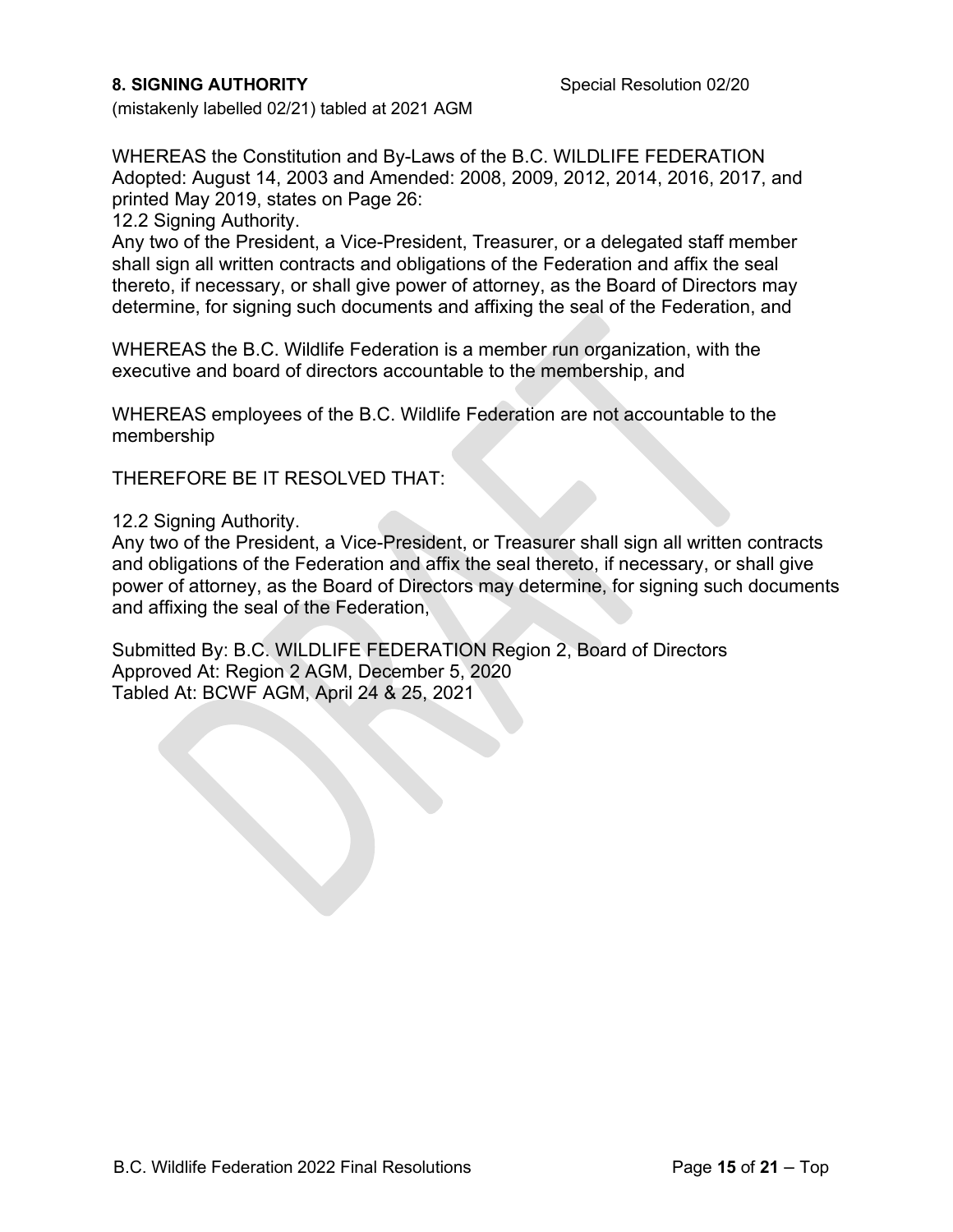**8. SIGNING AUTHORITY** Special Resolution 02/20

(mistakenly labelled 02/21) tabled at 2021 AGM

WHEREAS the Constitution and By-Laws of the B.C. WILDLIFE FEDERATION Adopted: August 14, 2003 and Amended: 2008, 2009, 2012, 2014, 2016, 2017, and printed May 2019, states on Page 26:

12.2 Signing Authority.

Any two of the President, a Vice-President, Treasurer, or a delegated staff member shall sign all written contracts and obligations of the Federation and affix the seal thereto, if necessary, or shall give power of attorney, as the Board of Directors may determine, for signing such documents and affixing the seal of the Federation, and

WHEREAS the B.C. Wildlife Federation is a member run organization, with the executive and board of directors accountable to the membership, and

WHEREAS employees of the B.C. Wildlife Federation are not accountable to the membership

THEREFORE BE IT RESOLVED THAT:

12.2 Signing Authority.

Any two of the President, a Vice-President, or Treasurer shall sign all written contracts and obligations of the Federation and affix the seal thereto, if necessary, or shall give power of attorney, as the Board of Directors may determine, for signing such documents and affixing the seal of the Federation,

Submitted By: B.C. WILDLIFE FEDERATION Region 2, Board of Directors
Approved At: Region 2 AGM, December 5, 2020
Tabled At: BCWF AGM, April 24 & 25, 2021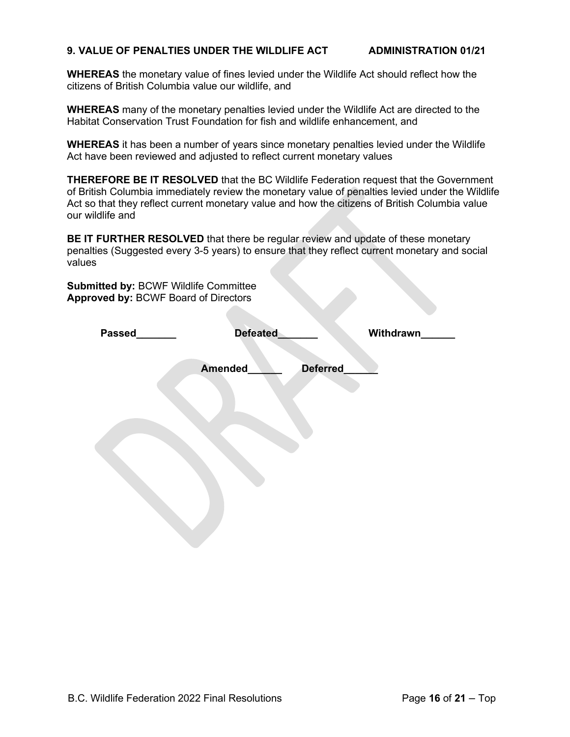## 9. VALUE OF PENALTIES UNDER THE WILDLIFE ACT ADMINISTRATION 01/21

**WHEREAS** the monetary value of fines levied under the Wildlife Act should reflect how the citizens of British Columbia value our wildlife, and

**WHEREAS** many of the monetary penalties levied under the Wildlife Act are directed to the Habitat Conservation Trust Foundation for fish and wildlife enhancement, and

**WHEREAS** it has been a number of years since monetary penalties levied under the Wildlife Act have been reviewed and adjusted to reflect current monetary values

**THEREFORE BE IT RESOLVED** that the BC Wildlife Federation request that the Government of British Columbia immediately review the monetary value of penalties levied under the Wildlife Act so that they reflect current monetary value and how the citizens of British Columbia value our wildlife and

**BE IT FURTHER RESOLVED** that there be regular review and update of these monetary penalties (Suggested every 3-5 years) to ensure that they reflect current monetary and social values

**Submitted by:** BCWF Wildlife Committee
**Approved by:** BCWF Board of Directors

**Passed_______** **Defeated_______** **Withdrawn______**

**Amended______** **Deferred______**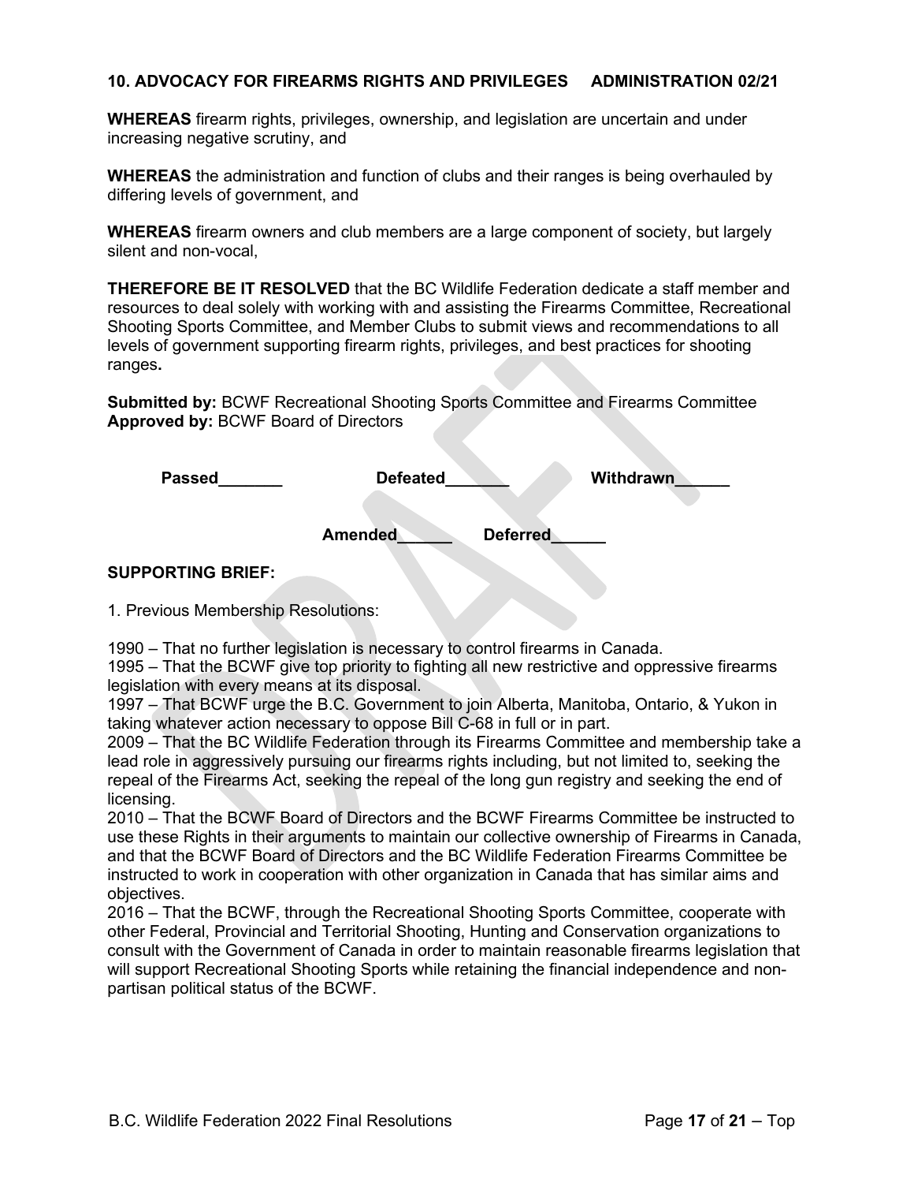**10. ADVOCACY FOR FIREARMS RIGHTS AND PRIVILEGES ADMINISTRATION 02/21**

**WHEREAS** firearm rights, privileges, ownership, and legislation are uncertain and under increasing negative scrutiny, and

**WHEREAS** the administration and function of clubs and their ranges is being overhauled by differing levels of government, and

**WHEREAS** firearm owners and club members are a large component of society, but largely silent and non-vocal,

**THEREFORE BE IT RESOLVED** that the BC Wildlife Federation dedicate a staff member and resources to deal solely with working with and assisting the Firearms Committee, Recreational Shooting Sports Committee, and Member Clubs to submit views and recommendations to all levels of government supporting firearm rights, privileges, and best practices for shooting ranges**.**

**Submitted by:** BCWF Recreational Shooting Sports Committee and Firearms Committee
**Approved by:** BCWF Board of Directors

**Passed_______** **Defeated_______** **Withdrawn______**

**Amended______** **Deferred______**

**SUPPORTING BRIEF:**

1. Previous Membership Resolutions:

1990 – That no further legislation is necessary to control firearms in Canada.
1995 – That the BCWF give top priority to fighting all new restrictive and oppressive firearms legislation with every means at its disposal.
1997 – That BCWF urge the B.C. Government to join Alberta, Manitoba, Ontario, & Yukon in taking whatever action necessary to oppose Bill C-68 in full or in part.
2009 – That the BC Wildlife Federation through its Firearms Committee and membership take a lead role in aggressively pursuing our firearms rights including, but not limited to, seeking the repeal of the Firearms Act, seeking the repeal of the long gun registry and seeking the end of licensing.
2010 – That the BCWF Board of Directors and the BCWF Firearms Committee be instructed to use these Rights in their arguments to maintain our collective ownership of Firearms in Canada, and that the BCWF Board of Directors and the BC Wildlife Federation Firearms Committee be instructed to work in cooperation with other organization in Canada that has similar aims and objectives.
2016 – That the BCWF, through the Recreational Shooting Sports Committee, cooperate with other Federal, Provincial and Territorial Shooting, Hunting and Conservation organizations to consult with the Government of Canada in order to maintain reasonable firearms legislation that will support Recreational Shooting Sports while retaining the financial independence and non-partisan political status of the BCWF.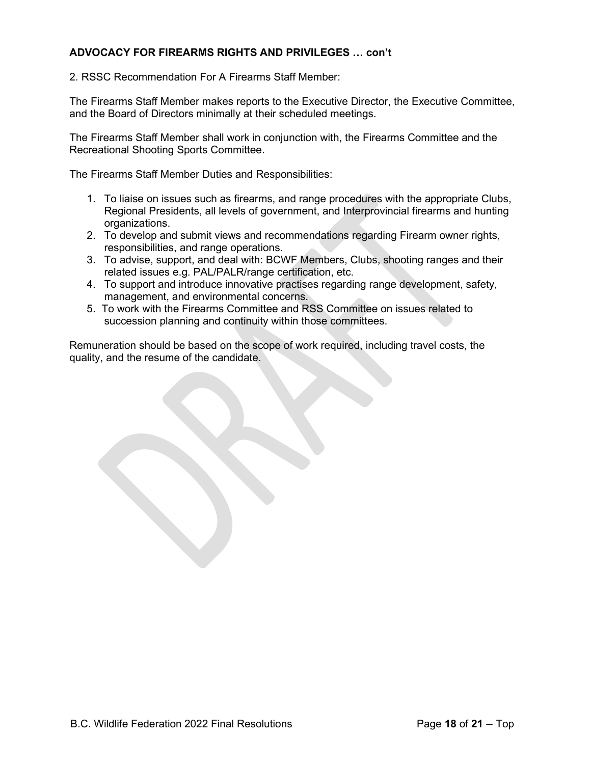**ADVOCACY FOR FIREARMS RIGHTS AND PRIVILEGES … con't**

2. RSSC Recommendation For A Firearms Staff Member:

The Firearms Staff Member makes reports to the Executive Director, the Executive Committee, and the Board of Directors minimally at their scheduled meetings.

The Firearms Staff Member shall work in conjunction with, the Firearms Committee and the Recreational Shooting Sports Committee.

The Firearms Staff Member Duties and Responsibilities:

1. To liaise on issues such as firearms, and range procedures with the appropriate Clubs, Regional Presidents, all levels of government, and Interprovincial firearms and hunting organizations.
2. To develop and submit views and recommendations regarding Firearm owner rights, responsibilities, and range operations.
3. To advise, support, and deal with: BCWF Members, Clubs, shooting ranges and their related issues e.g. PAL/PALR/range certification, etc.
4. To support and introduce innovative practises regarding range development, safety, management, and environmental concerns.
5. To work with the Firearms Committee and RSS Committee on issues related to succession planning and continuity within those committees.

Remuneration should be based on the scope of work required, including travel costs, the quality, and the resume of the candidate.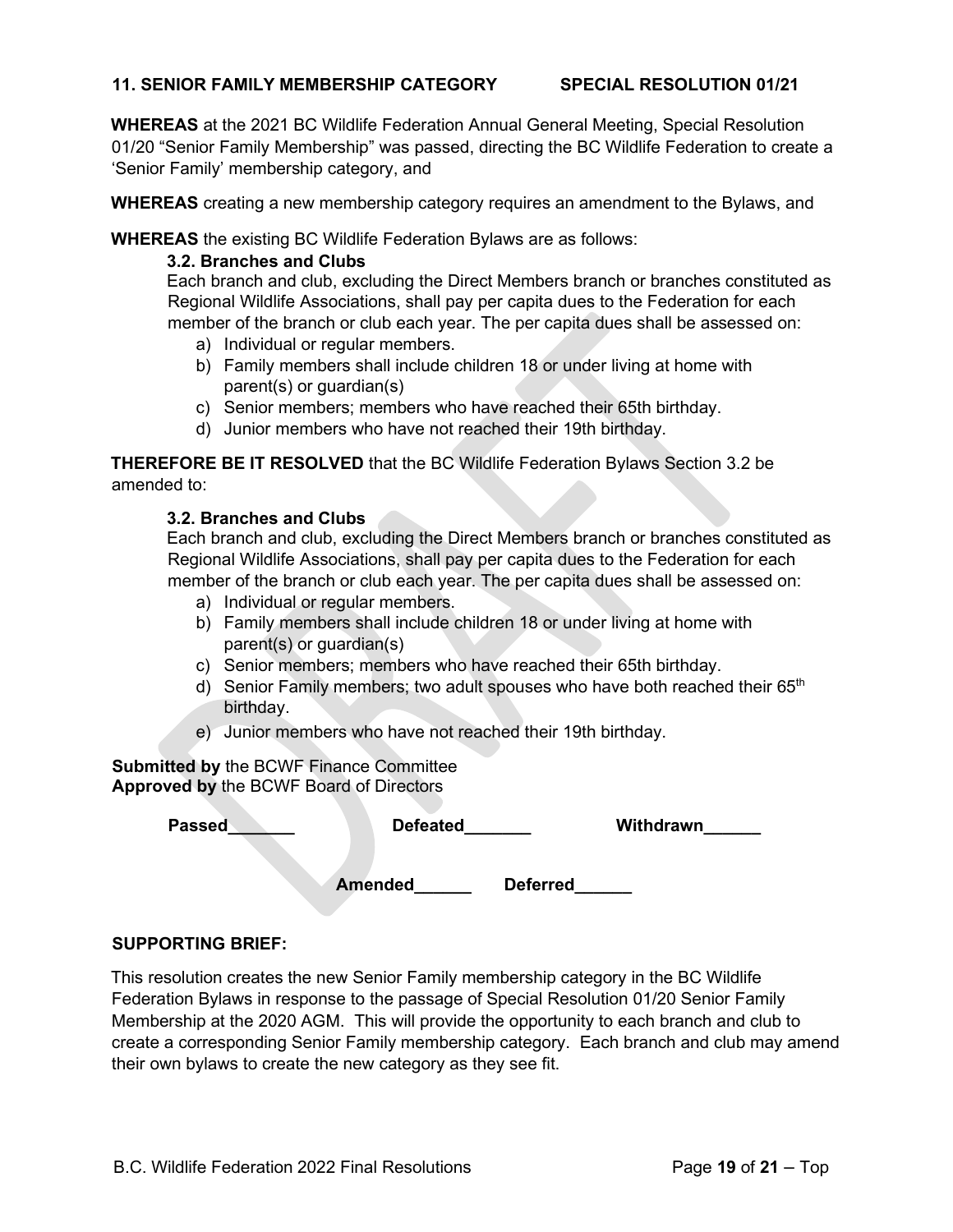### 11. SENIOR FAMILY MEMBERSHIP CATEGORY — SPECIAL RESOLUTION 01/21

**WHEREAS** at the 2021 BC Wildlife Federation Annual General Meeting, Special Resolution 01/20 "Senior Family Membership" was passed, directing the BC Wildlife Federation to create a 'Senior Family' membership category, and

**WHEREAS** creating a new membership category requires an amendment to the Bylaws, and

**WHEREAS** the existing BC Wildlife Federation Bylaws are as follows:

> **3.2. Branches and Clubs**
>
> Each branch and club, excluding the Direct Members branch or branches constituted as Regional Wildlife Associations, shall pay per capita dues to the Federation for each member of the branch or club each year. The per capita dues shall be assessed on:
>
> a) Individual or regular members.
> b) Family members shall include children 18 or under living at home with parent(s) or guardian(s)
> c) Senior members; members who have reached their 65th birthday.
> d) Junior members who have not reached their 19th birthday.

**THEREFORE BE IT RESOLVED** that the BC Wildlife Federation Bylaws Section 3.2 be amended to:

> **3.2. Branches and Clubs**
>
> Each branch and club, excluding the Direct Members branch or branches constituted as Regional Wildlife Associations, shall pay per capita dues to the Federation for each member of the branch or club each year. The per capita dues shall be assessed on:
>
> a) Individual or regular members.
> b) Family members shall include children 18 or under living at home with parent(s) or guardian(s)
> c) Senior members; members who have reached their 65th birthday.
> d) Senior Family members; two adult spouses who have both reached their 65th birthday.
> e) Junior members who have not reached their 19th birthday.

**Submitted by** the BCWF Finance Committee
**Approved by** the BCWF Board of Directors

**Passed**_______ **Defeated**_______ **Withdrawn**______

**Amended**______ **Deferred**______

**SUPPORTING BRIEF:**

This resolution creates the new Senior Family membership category in the BC Wildlife Federation Bylaws in response to the passage of Special Resolution 01/20 Senior Family Membership at the 2020 AGM. This will provide the opportunity to each branch and club to create a corresponding Senior Family membership category. Each branch and club may amend their own bylaws to create the new category as they see fit.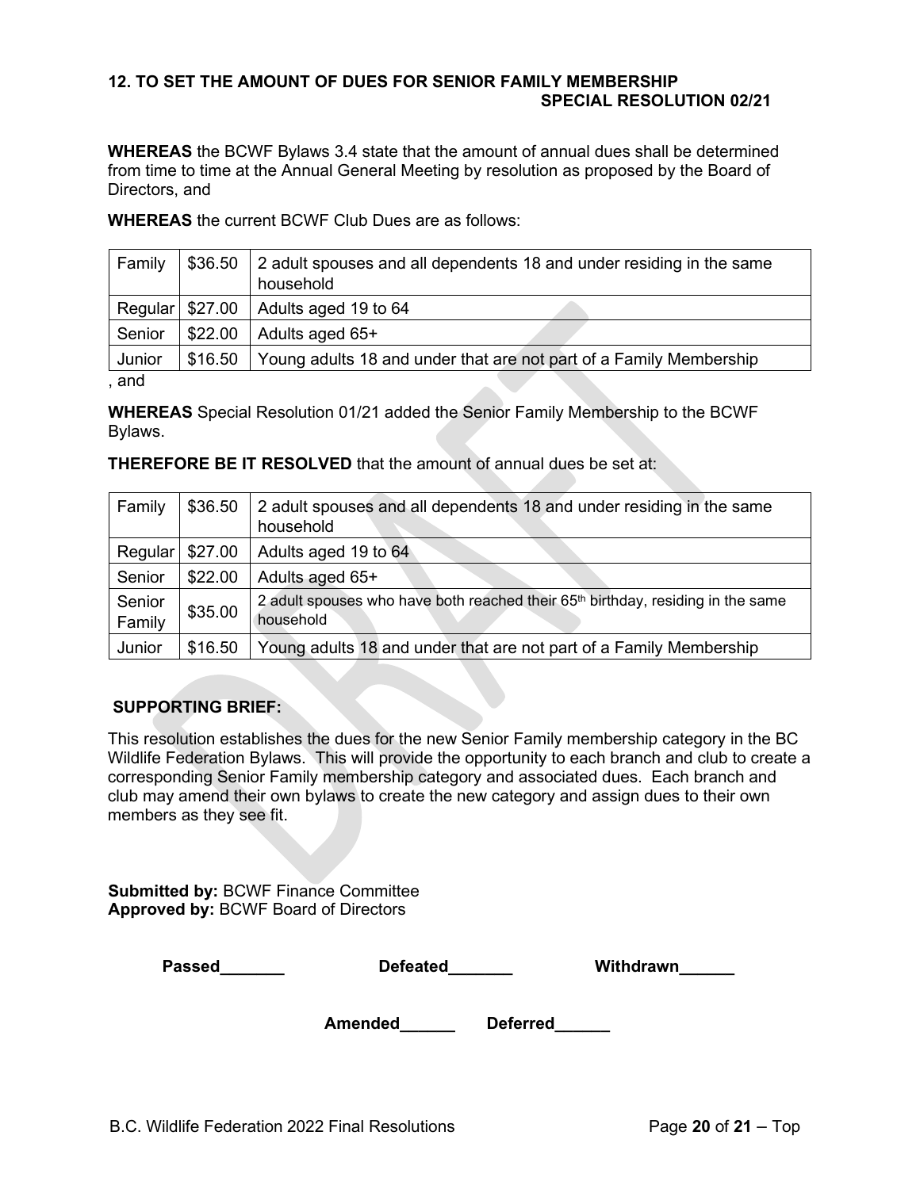### 12. TO SET THE AMOUNT OF DUES FOR SENIOR FAMILY MEMBERSHIP

**SPECIAL RESOLUTION 02/21**

**WHEREAS** the BCWF Bylaws 3.4 state that the amount of annual dues shall be determined from time to time at the Annual General Meeting by resolution as proposed by the Board of Directors, and

**WHEREAS** the current BCWF Club Dues are as follows:

| | | |
|---|---|---|
| Family | $36.50 | 2 adult spouses and all dependents 18 and under residing in the same household |
| Regular | $27.00 | Adults aged 19 to 64 |
| Senior | $22.00 | Adults aged 65+ |
| Junior | $16.50 | Young adults 18 and under that are not part of a Family Membership |

, and

**WHEREAS** Special Resolution 01/21 added the Senior Family Membership to the BCWF Bylaws.

**THEREFORE BE IT RESOLVED** that the amount of annual dues be set at:

| | | |
|---|---|---|
| Family | $36.50 | 2 adult spouses and all dependents 18 and under residing in the same household |
| Regular | $27.00 | Adults aged 19 to 64 |
| Senior | $22.00 | Adults aged 65+ |
| Senior Family | $35.00 | 2 adult spouses who have both reached their 65th birthday, residing in the same household |
| Junior | $16.50 | Young adults 18 and under that are not part of a Family Membership |

**SUPPORTING BRIEF:**

This resolution establishes the dues for the new Senior Family membership category in the BC Wildlife Federation Bylaws. This will provide the opportunity to each branch and club to create a corresponding Senior Family membership category and associated dues. Each branch and club may amend their own bylaws to create the new category and assign dues to their own members as they see fit.

**Submitted by:** BCWF Finance Committee
**Approved by:** BCWF Board of Directors

**Passed_______** **Defeated_______** **Withdrawn______**

**Amended______** **Deferred______**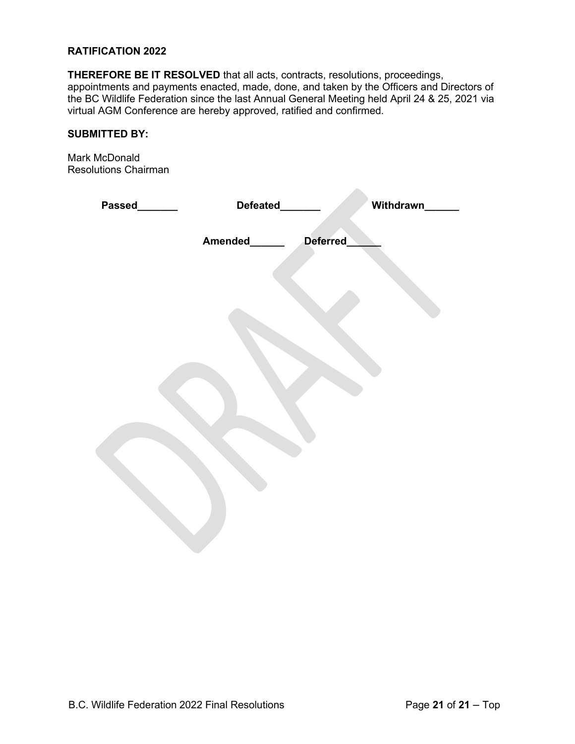**RATIFICATION 2022**

**THEREFORE BE IT RESOLVED** that all acts, contracts, resolutions, proceedings, appointments and payments enacted, made, done, and taken by the Officers and Directors of the BC Wildlife Federation since the last Annual General Meeting held April 24 & 25, 2021 via virtual AGM Conference are hereby approved, ratified and confirmed.

**SUBMITTED BY:**

Mark McDonald
Resolutions Chairman

**Passed_______** **Defeated_______** **Withdrawn______**

**Amended______** **Deferred______**